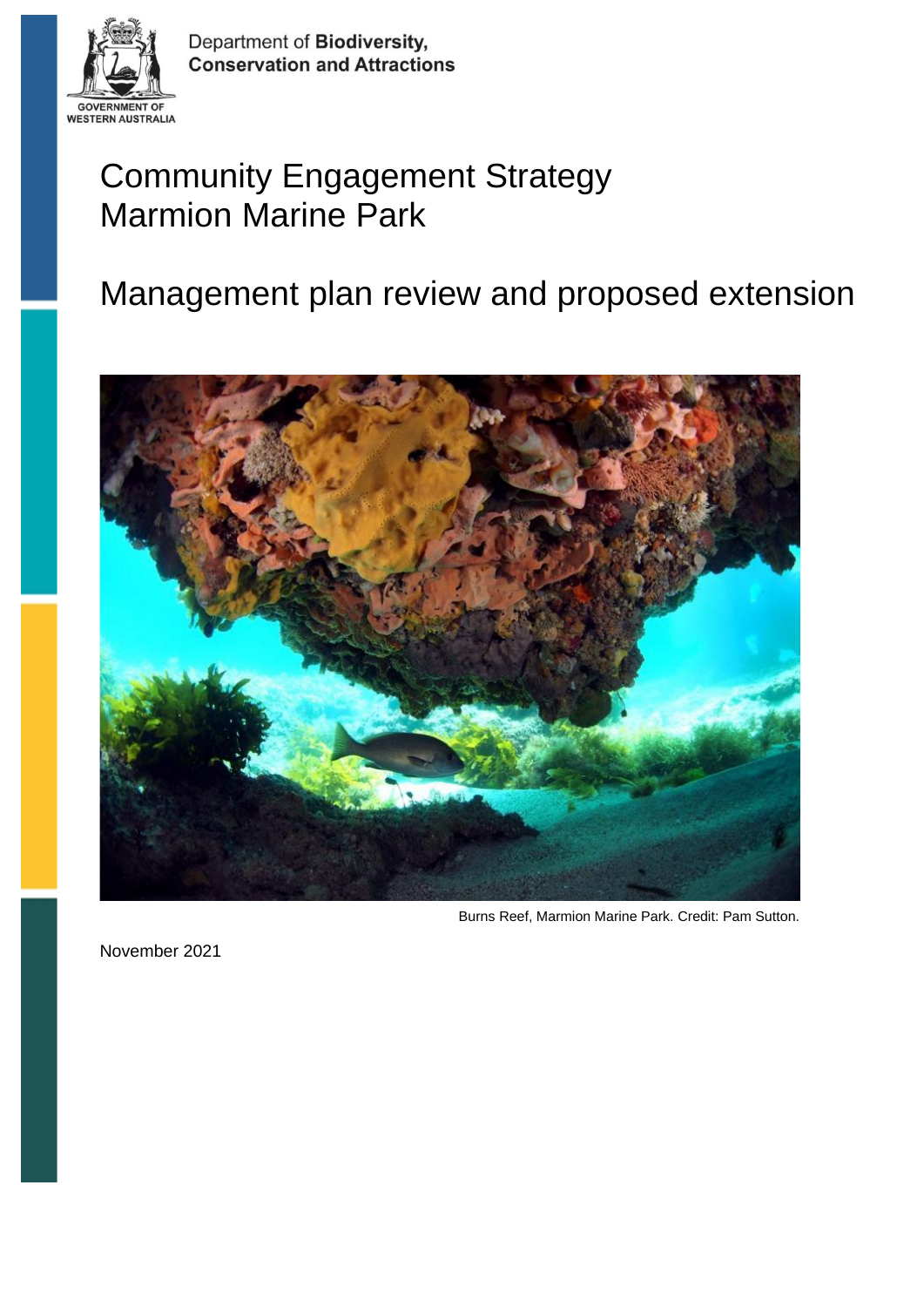Department of **Biodiversity, Conservation and Attractions**

GOVERNMENT OF WESTERN AUSTRALIA

# Community Engagement Strategy Marmion Marine Park

## Management plan review and proposed extension

Burns Reef, Marmion Marine Park. Credit: Pam Sutton.

November 2021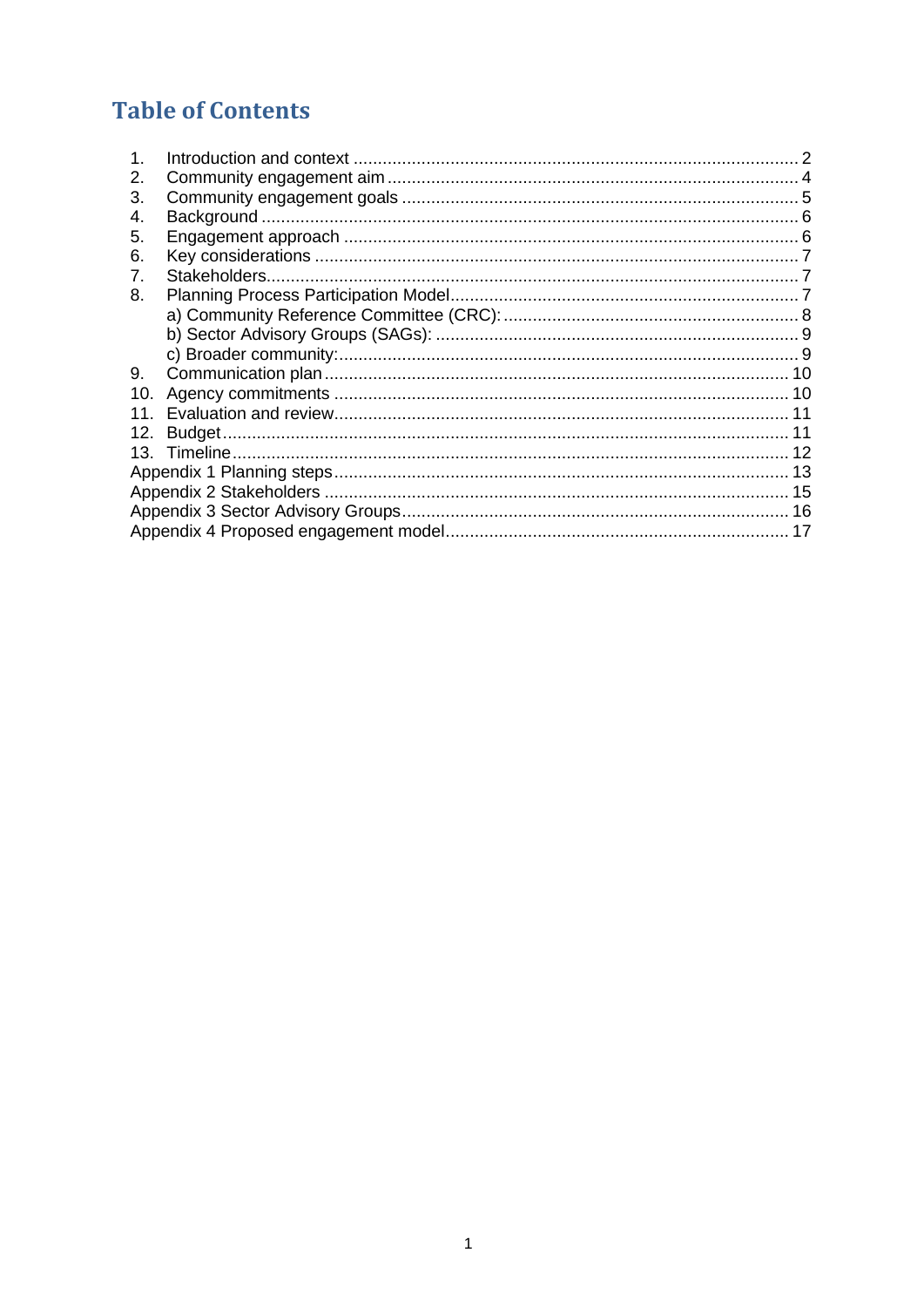# Table of Contents

1. Introduction and context ........................................................................................ 2
2. Community engagement aim .................................................................................. 4
3. Community engagement goals ................................................................................ 5
4. Background ............................................................................................................ 6
5. Engagement approach ............................................................................................ 6
6. Key considerations .................................................................................................. 7
7. Stakeholders............................................................................................................ 7
8. Planning Process Participation Model ..................................................................... 7
   a) Community Reference Committee (CRC): ........................................................... 8
   b) Sector Advisory Groups (SAGs): .......................................................................... 9
   c) Broader community: ............................................................................................. 9
9. Communication plan .............................................................................................. 10
10. Agency commitments ............................................................................................ 10
11. Evaluation and review............................................................................................ 11
12. Budget.................................................................................................................... 11
13. Timeline................................................................................................................. 12

Appendix 1 Planning steps ............................................................................................ 13
Appendix 2 Stakeholders .............................................................................................. 15
Appendix 3 Sector Advisory Groups.............................................................................. 16
Appendix 4 Proposed engagement model..................................................................... 17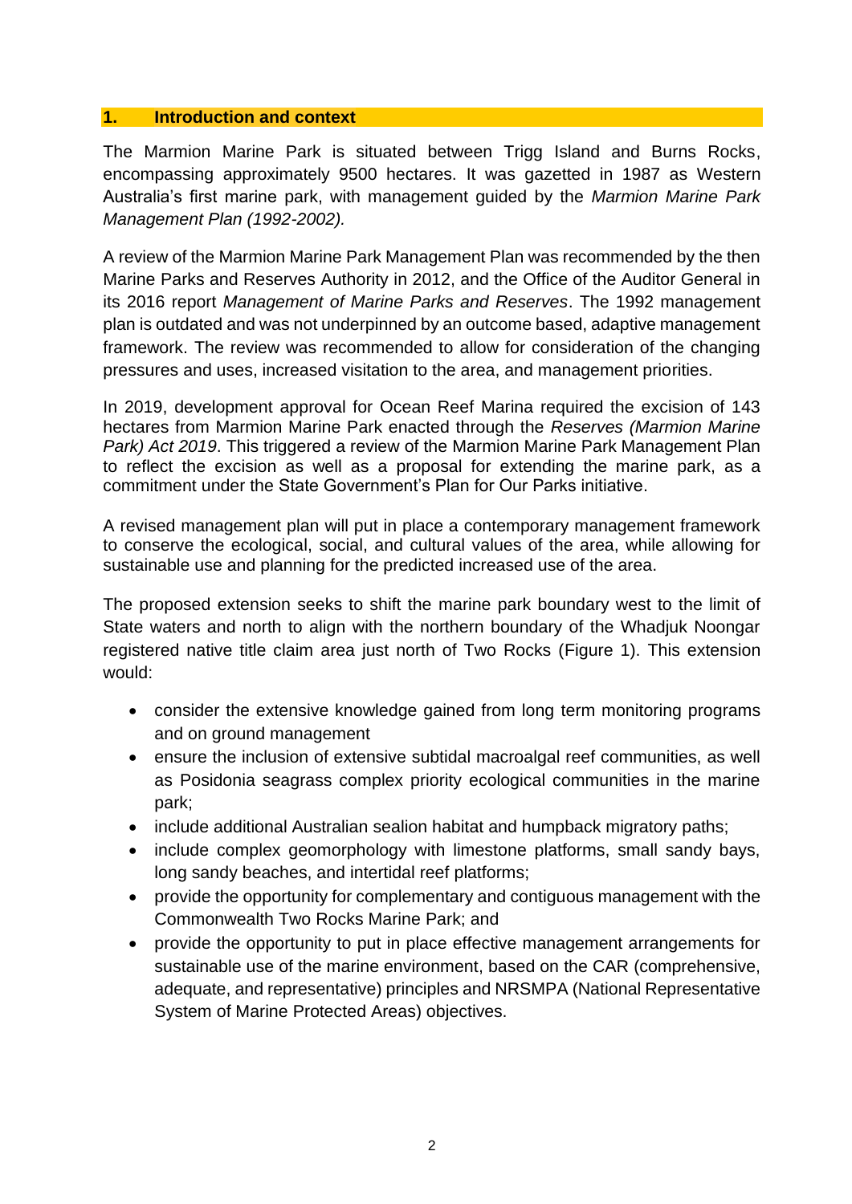## 1. Introduction and context

The Marmion Marine Park is situated between Trigg Island and Burns Rocks, encompassing approximately 9500 hectares. It was gazetted in 1987 as Western Australia's first marine park, with management guided by the *Marmion Marine Park Management Plan (1992-2002).*

A review of the Marmion Marine Park Management Plan was recommended by the then Marine Parks and Reserves Authority in 2012, and the Office of the Auditor General in its 2016 report *Management of Marine Parks and Reserves*. The 1992 management plan is outdated and was not underpinned by an outcome based, adaptive management framework. The review was recommended to allow for consideration of the changing pressures and uses, increased visitation to the area, and management priorities.

In 2019, development approval for Ocean Reef Marina required the excision of 143 hectares from Marmion Marine Park enacted through the *Reserves (Marmion Marine Park) Act 2019*. This triggered a review of the Marmion Marine Park Management Plan to reflect the excision as well as a proposal for extending the marine park, as a commitment under the State Government's Plan for Our Parks initiative.

A revised management plan will put in place a contemporary management framework to conserve the ecological, social, and cultural values of the area, while allowing for sustainable use and planning for the predicted increased use of the area.

The proposed extension seeks to shift the marine park boundary west to the limit of State waters and north to align with the northern boundary of the Whadjuk Noongar registered native title claim area just north of Two Rocks (Figure 1). This extension would:

- consider the extensive knowledge gained from long term monitoring programs and on ground management
- ensure the inclusion of extensive subtidal macroalgal reef communities, as well as Posidonia seagrass complex priority ecological communities in the marine park;
- include additional Australian sealion habitat and humpback migratory paths;
- include complex geomorphology with limestone platforms, small sandy bays, long sandy beaches, and intertidal reef platforms;
- provide the opportunity for complementary and contiguous management with the Commonwealth Two Rocks Marine Park; and
- provide the opportunity to put in place effective management arrangements for sustainable use of the marine environment, based on the CAR (comprehensive, adequate, and representative) principles and NRSMPA (National Representative System of Marine Protected Areas) objectives.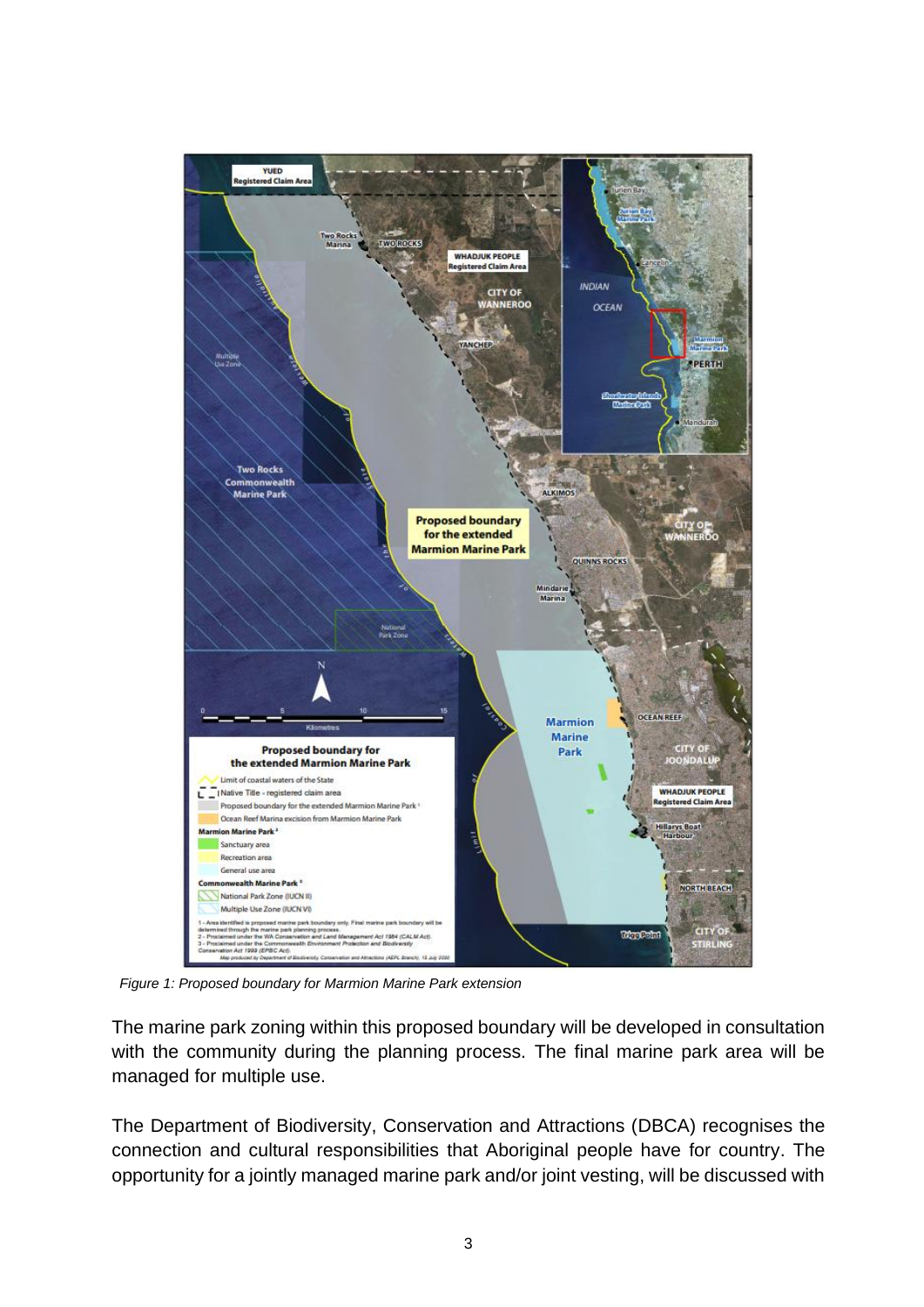*Figure 1: Proposed boundary for Marmion Marine Park extension*

The marine park zoning within this proposed boundary will be developed in consultation with the community during the planning process. The final marine park area will be managed for multiple use.

The Department of Biodiversity, Conservation and Attractions (DBCA) recognises the connection and cultural responsibilities that Aboriginal people have for country. The opportunity for a jointly managed marine park and/or joint vesting, will be discussed with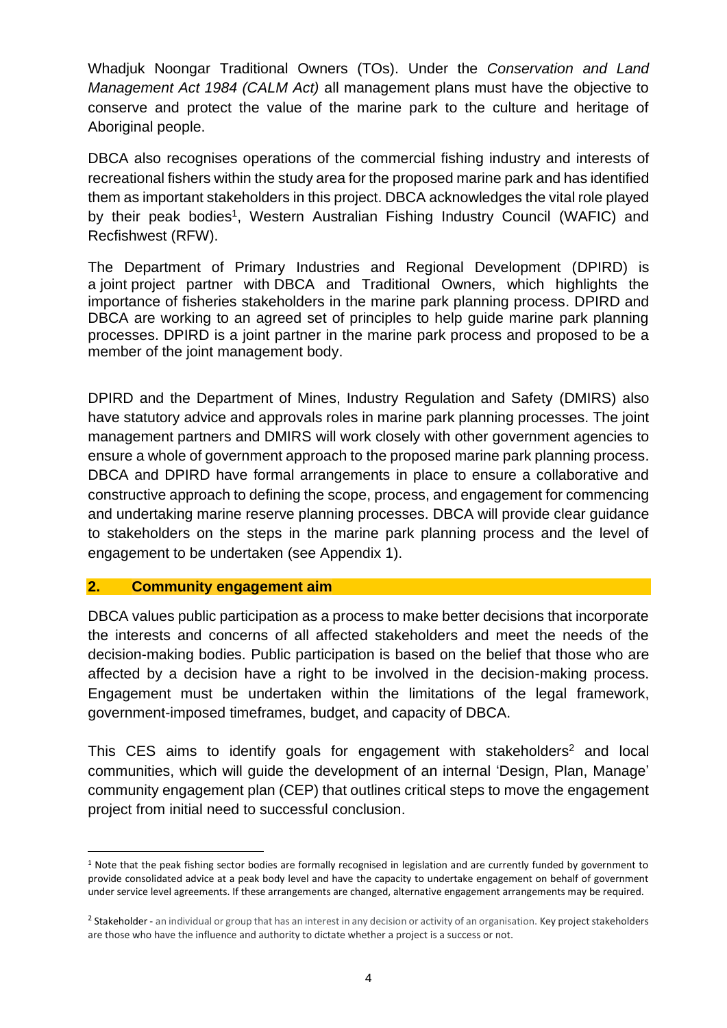Whadjuk Noongar Traditional Owners (TOs). Under the *Conservation and Land Management Act 1984 (CALM Act)* all management plans must have the objective to conserve and protect the value of the marine park to the culture and heritage of Aboriginal people.

DBCA also recognises operations of the commercial fishing industry and interests of recreational fishers within the study area for the proposed marine park and has identified them as important stakeholders in this project. DBCA acknowledges the vital role played by their peak bodies[1], Western Australian Fishing Industry Council (WAFIC) and Recfishwest (RFW).

The Department of Primary Industries and Regional Development (DPIRD) is a joint project partner with DBCA and Traditional Owners, which highlights the importance of fisheries stakeholders in the marine park planning process. DPIRD and DBCA are working to an agreed set of principles to help guide marine park planning processes. DPIRD is a joint partner in the marine park process and proposed to be a member of the joint management body.

DPIRD and the Department of Mines, Industry Regulation and Safety (DMIRS) also have statutory advice and approvals roles in marine park planning processes. The joint management partners and DMIRS will work closely with other government agencies to ensure a whole of government approach to the proposed marine park planning process. DBCA and DPIRD have formal arrangements in place to ensure a collaborative and constructive approach to defining the scope, process, and engagement for commencing and undertaking marine reserve planning processes. DBCA will provide clear guidance to stakeholders on the steps in the marine park planning process and the level of engagement to be undertaken (see Appendix 1).

## 2. Community engagement aim

DBCA values public participation as a process to make better decisions that incorporate the interests and concerns of all affected stakeholders and meet the needs of the decision-making bodies. Public participation is based on the belief that those who are affected by a decision have a right to be involved in the decision-making process. Engagement must be undertaken within the limitations of the legal framework, government-imposed timeframes, budget, and capacity of DBCA.

This CES aims to identify goals for engagement with stakeholders[2] and local communities, which will guide the development of an internal 'Design, Plan, Manage' community engagement plan (CEP) that outlines critical steps to move the engagement project from initial need to successful conclusion.

---

[1] Note that the peak fishing sector bodies are formally recognised in legislation and are currently funded by government to provide consolidated advice at a peak body level and have the capacity to undertake engagement on behalf of government under service level agreements. If these arrangements are changed, alternative engagement arrangements may be required.

[2] Stakeholder - an individual or group that has an interest in any decision or activity of an organisation. Key project stakeholders are those who have the influence and authority to dictate whether a project is a success or not.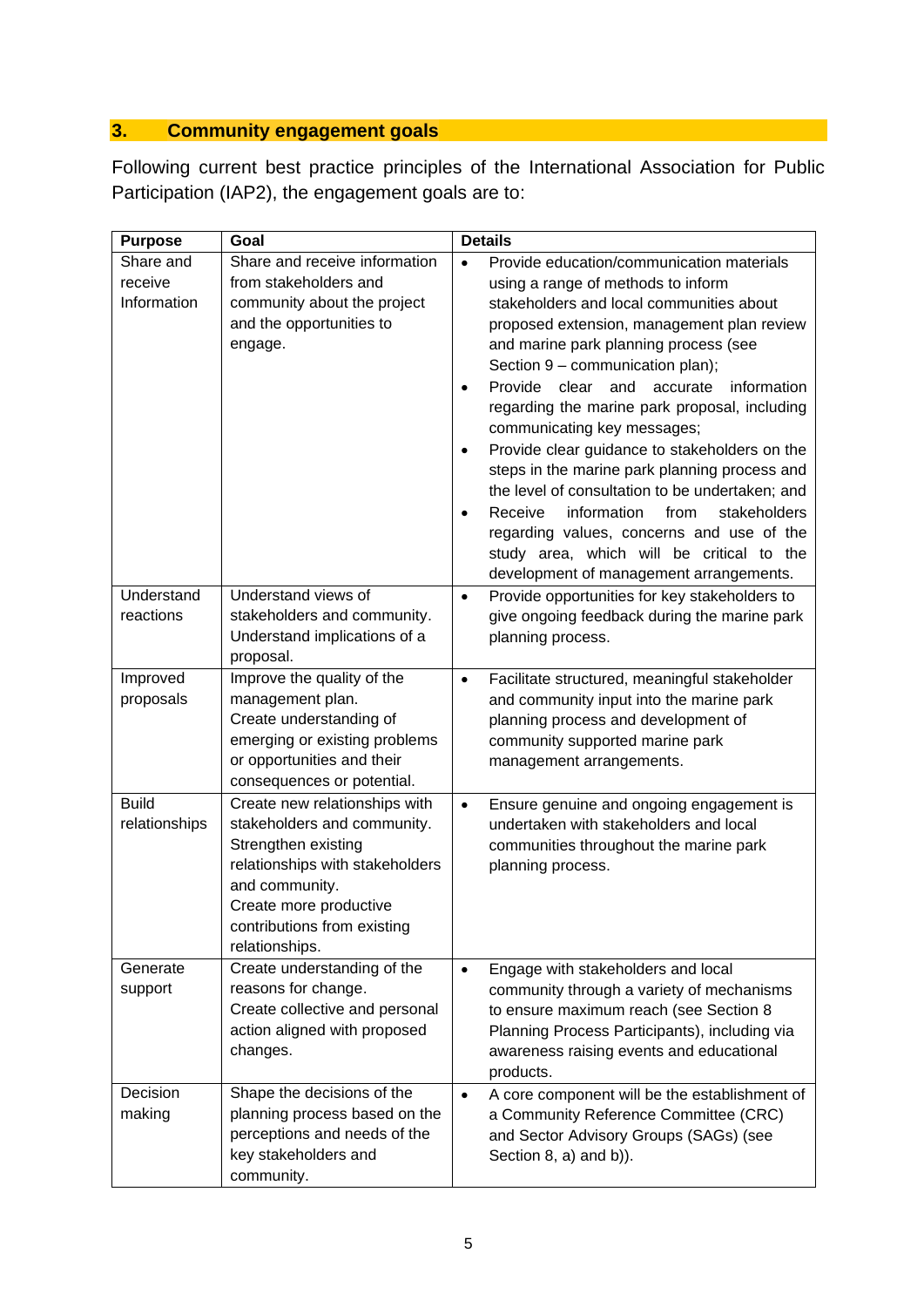## 3. Community engagement goals

Following current best practice principles of the International Association for Public Participation (IAP2), the engagement goals are to:

| Purpose | Goal | Details |
| --- | --- | --- |
| Share and receive Information | Share and receive information from stakeholders and community about the project and the opportunities to engage. | • Provide education/communication materials using a range of methods to inform stakeholders and local communities about proposed extension, management plan review and marine park planning process (see Section 9 – communication plan);<br>• Provide clear and accurate information regarding the marine park proposal, including communicating key messages;<br>• Provide clear guidance to stakeholders on the steps in the marine park planning process and the level of consultation to be undertaken; and<br>• Receive information from stakeholders regarding values, concerns and use of the study area, which will be critical to the development of management arrangements. |
| Understand reactions | Understand views of stakeholders and community.<br>Understand implications of a proposal. | • Provide opportunities for key stakeholders to give ongoing feedback during the marine park planning process. |
| Improved proposals | Improve the quality of the management plan.<br>Create understanding of emerging or existing problems or opportunities and their consequences or potential. | • Facilitate structured, meaningful stakeholder and community input into the marine park planning process and development of community supported marine park management arrangements. |
| Build relationships | Create new relationships with stakeholders and community.<br>Strengthen existing relationships with stakeholders and community.<br>Create more productive contributions from existing relationships. | • Ensure genuine and ongoing engagement is undertaken with stakeholders and local communities throughout the marine park planning process. |
| Generate support | Create understanding of the reasons for change.<br>Create collective and personal action aligned with proposed changes. | • Engage with stakeholders and local community through a variety of mechanisms to ensure maximum reach (see Section 8 Planning Process Participants), including via awareness raising events and educational products. |
| Decision making | Shape the decisions of the planning process based on the perceptions and needs of the key stakeholders and community. | • A core component will be the establishment of a Community Reference Committee (CRC) and Sector Advisory Groups (SAGs) (see Section 8, a) and b)). |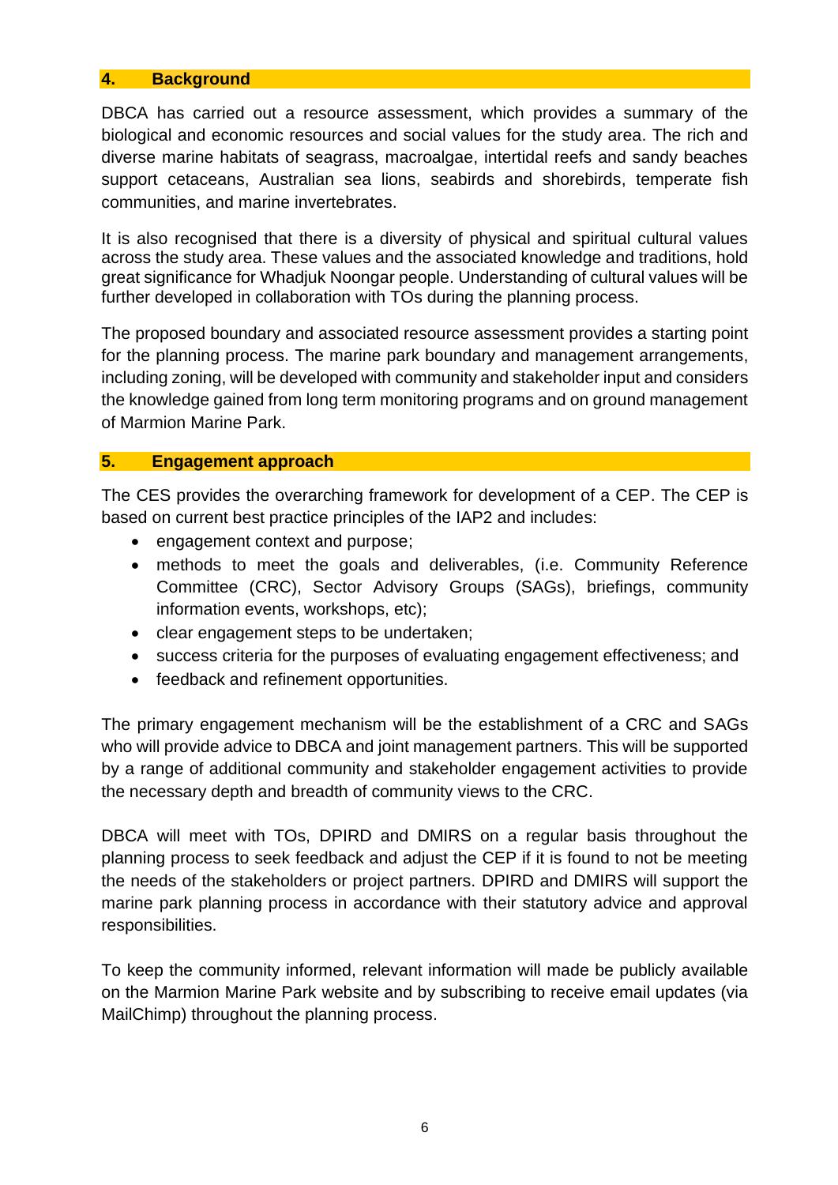## 4. Background

DBCA has carried out a resource assessment, which provides a summary of the biological and economic resources and social values for the study area. The rich and diverse marine habitats of seagrass, macroalgae, intertidal reefs and sandy beaches support cetaceans, Australian sea lions, seabirds and shorebirds, temperate fish communities, and marine invertebrates.

It is also recognised that there is a diversity of physical and spiritual cultural values across the study area. These values and the associated knowledge and traditions, hold great significance for Whadjuk Noongar people. Understanding of cultural values will be further developed in collaboration with TOs during the planning process.

The proposed boundary and associated resource assessment provides a starting point for the planning process. The marine park boundary and management arrangements, including zoning, will be developed with community and stakeholder input and considers the knowledge gained from long term monitoring programs and on ground management of Marmion Marine Park.

## 5. Engagement approach

The CES provides the overarching framework for development of a CEP. The CEP is based on current best practice principles of the IAP2 and includes:

- engagement context and purpose;
- methods to meet the goals and deliverables, (i.e. Community Reference Committee (CRC), Sector Advisory Groups (SAGs), briefings, community information events, workshops, etc);
- clear engagement steps to be undertaken;
- success criteria for the purposes of evaluating engagement effectiveness; and
- feedback and refinement opportunities.

The primary engagement mechanism will be the establishment of a CRC and SAGs who will provide advice to DBCA and joint management partners. This will be supported by a range of additional community and stakeholder engagement activities to provide the necessary depth and breadth of community views to the CRC.

DBCA will meet with TOs, DPIRD and DMIRS on a regular basis throughout the planning process to seek feedback and adjust the CEP if it is found to not be meeting the needs of the stakeholders or project partners. DPIRD and DMIRS will support the marine park planning process in accordance with their statutory advice and approval responsibilities.

To keep the community informed, relevant information will made be publicly available on the Marmion Marine Park website and by subscribing to receive email updates (via MailChimp) throughout the planning process.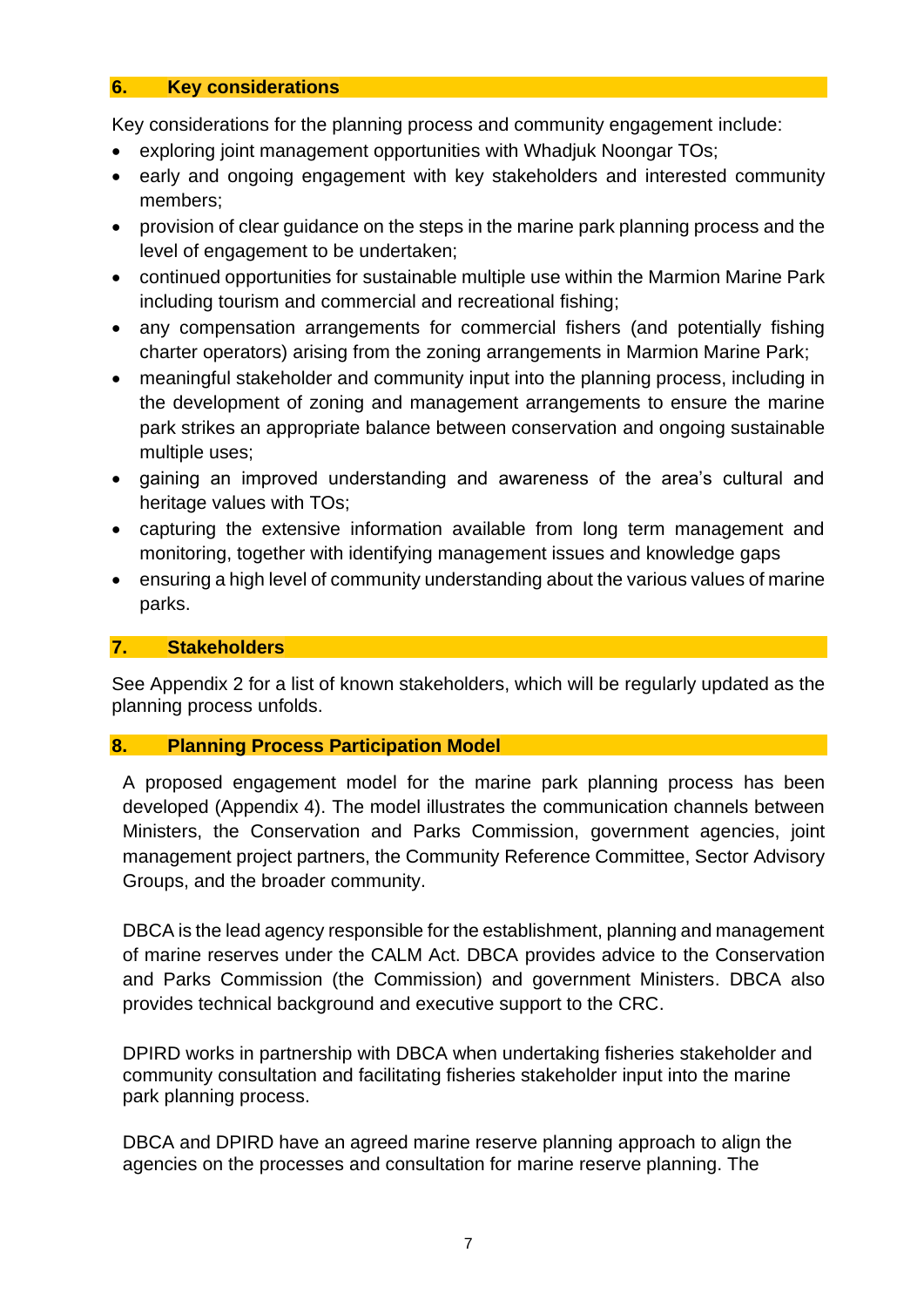## 6. Key considerations

Key considerations for the planning process and community engagement include:

- exploring joint management opportunities with Whadjuk Noongar TOs;
- early and ongoing engagement with key stakeholders and interested community members;
- provision of clear guidance on the steps in the marine park planning process and the level of engagement to be undertaken;
- continued opportunities for sustainable multiple use within the Marmion Marine Park including tourism and commercial and recreational fishing;
- any compensation arrangements for commercial fishers (and potentially fishing charter operators) arising from the zoning arrangements in Marmion Marine Park;
- meaningful stakeholder and community input into the planning process, including in the development of zoning and management arrangements to ensure the marine park strikes an appropriate balance between conservation and ongoing sustainable multiple uses;
- gaining an improved understanding and awareness of the area's cultural and heritage values with TOs;
- capturing the extensive information available from long term management and monitoring, together with identifying management issues and knowledge gaps
- ensuring a high level of community understanding about the various values of marine parks.

## 7. Stakeholders

See Appendix 2 for a list of known stakeholders, which will be regularly updated as the planning process unfolds.

## 8. Planning Process Participation Model

A proposed engagement model for the marine park planning process has been developed (Appendix 4). The model illustrates the communication channels between Ministers, the Conservation and Parks Commission, government agencies, joint management project partners, the Community Reference Committee, Sector Advisory Groups, and the broader community.

DBCA is the lead agency responsible for the establishment, planning and management of marine reserves under the CALM Act. DBCA provides advice to the Conservation and Parks Commission (the Commission) and government Ministers. DBCA also provides technical background and executive support to the CRC.

DPIRD works in partnership with DBCA when undertaking fisheries stakeholder and community consultation and facilitating fisheries stakeholder input into the marine park planning process.

DBCA and DPIRD have an agreed marine reserve planning approach to align the agencies on the processes and consultation for marine reserve planning. The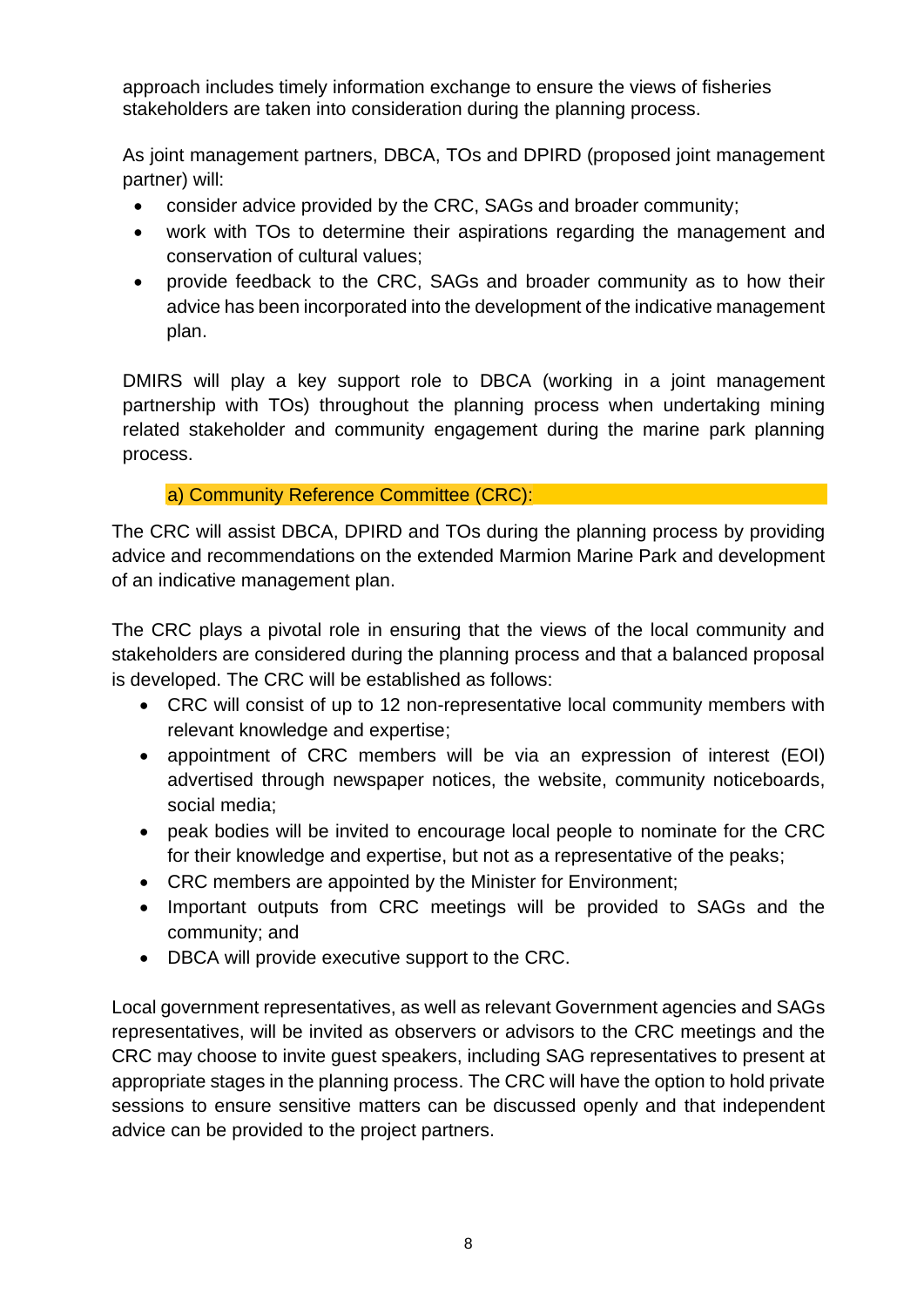approach includes timely information exchange to ensure the views of fisheries stakeholders are taken into consideration during the planning process.

As joint management partners, DBCA, TOs and DPIRD (proposed joint management partner) will:

- consider advice provided by the CRC, SAGs and broader community;
- work with TOs to determine their aspirations regarding the management and conservation of cultural values;
- provide feedback to the CRC, SAGs and broader community as to how their advice has been incorporated into the development of the indicative management plan.

DMIRS will play a key support role to DBCA (working in a joint management partnership with TOs) throughout the planning process when undertaking mining related stakeholder and community engagement during the marine park planning process.

### a) Community Reference Committee (CRC):

The CRC will assist DBCA, DPIRD and TOs during the planning process by providing advice and recommendations on the extended Marmion Marine Park and development of an indicative management plan.

The CRC plays a pivotal role in ensuring that the views of the local community and stakeholders are considered during the planning process and that a balanced proposal is developed. The CRC will be established as follows:

- CRC will consist of up to 12 non-representative local community members with relevant knowledge and expertise;
- appointment of CRC members will be via an expression of interest (EOI) advertised through newspaper notices, the website, community noticeboards, social media;
- peak bodies will be invited to encourage local people to nominate for the CRC for their knowledge and expertise, but not as a representative of the peaks;
- CRC members are appointed by the Minister for Environment;
- Important outputs from CRC meetings will be provided to SAGs and the community; and
- DBCA will provide executive support to the CRC.

Local government representatives, as well as relevant Government agencies and SAGs representatives, will be invited as observers or advisors to the CRC meetings and the CRC may choose to invite guest speakers, including SAG representatives to present at appropriate stages in the planning process. The CRC will have the option to hold private sessions to ensure sensitive matters can be discussed openly and that independent advice can be provided to the project partners.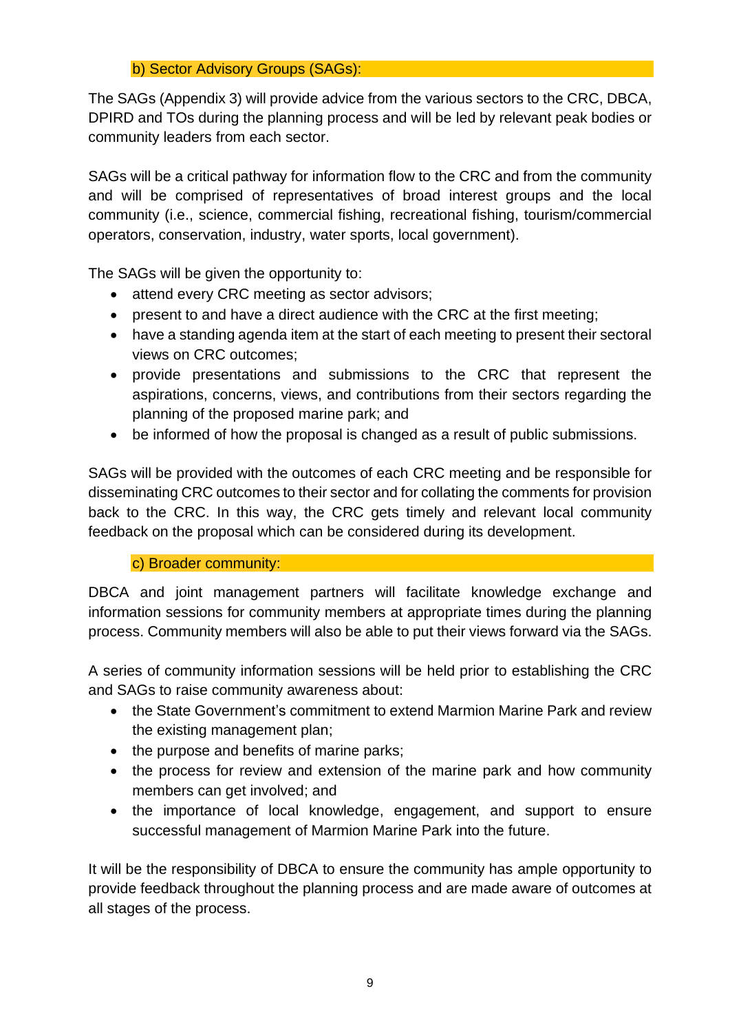### b) Sector Advisory Groups (SAGs):

The SAGs (Appendix 3) will provide advice from the various sectors to the CRC, DBCA, DPIRD and TOs during the planning process and will be led by relevant peak bodies or community leaders from each sector.

SAGs will be a critical pathway for information flow to the CRC and from the community and will be comprised of representatives of broad interest groups and the local community (i.e., science, commercial fishing, recreational fishing, tourism/commercial operators, conservation, industry, water sports, local government).

The SAGs will be given the opportunity to:

- attend every CRC meeting as sector advisors;
- present to and have a direct audience with the CRC at the first meeting;
- have a standing agenda item at the start of each meeting to present their sectoral views on CRC outcomes;
- provide presentations and submissions to the CRC that represent the aspirations, concerns, views, and contributions from their sectors regarding the planning of the proposed marine park; and
- be informed of how the proposal is changed as a result of public submissions.

SAGs will be provided with the outcomes of each CRC meeting and be responsible for disseminating CRC outcomes to their sector and for collating the comments for provision back to the CRC. In this way, the CRC gets timely and relevant local community feedback on the proposal which can be considered during its development.

### c) Broader community:

DBCA and joint management partners will facilitate knowledge exchange and information sessions for community members at appropriate times during the planning process. Community members will also be able to put their views forward via the SAGs.

A series of community information sessions will be held prior to establishing the CRC and SAGs to raise community awareness about:

- the State Government's commitment to extend Marmion Marine Park and review the existing management plan;
- the purpose and benefits of marine parks;
- the process for review and extension of the marine park and how community members can get involved; and
- the importance of local knowledge, engagement, and support to ensure successful management of Marmion Marine Park into the future.

It will be the responsibility of DBCA to ensure the community has ample opportunity to provide feedback throughout the planning process and are made aware of outcomes at all stages of the process.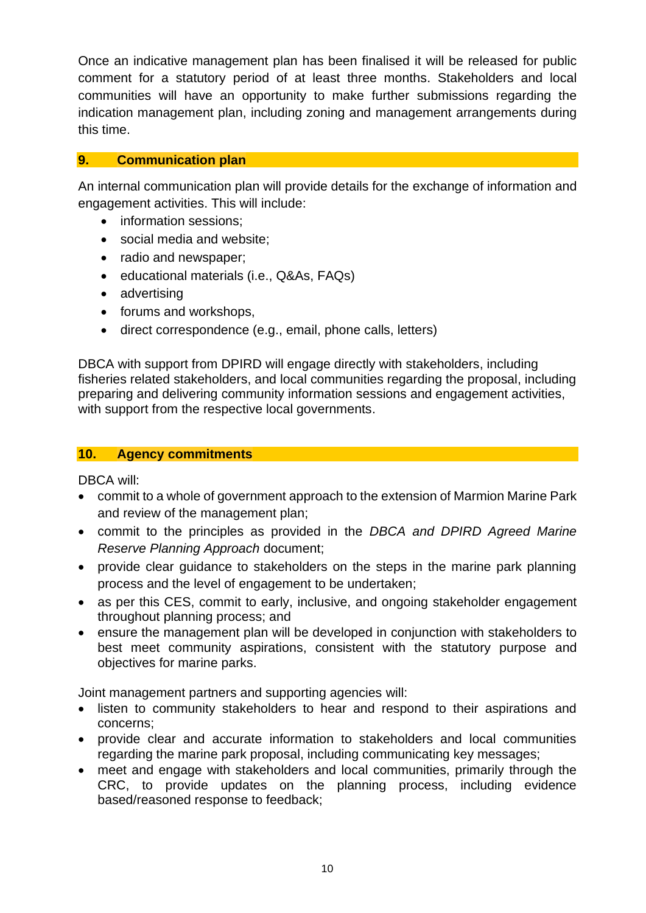Once an indicative management plan has been finalised it will be released for public comment for a statutory period of at least three months. Stakeholders and local communities will have an opportunity to make further submissions regarding the indication management plan, including zoning and management arrangements during this time.

## 9. Communication plan

An internal communication plan will provide details for the exchange of information and engagement activities. This will include:

- information sessions;
- social media and website;
- radio and newspaper;
- educational materials (i.e., Q&As, FAQs)
- advertising
- forums and workshops,
- direct correspondence (e.g., email, phone calls, letters)

DBCA with support from DPIRD will engage directly with stakeholders, including fisheries related stakeholders, and local communities regarding the proposal, including preparing and delivering community information sessions and engagement activities, with support from the respective local governments.

## 10. Agency commitments

DBCA will:

- commit to a whole of government approach to the extension of Marmion Marine Park and review of the management plan;
- commit to the principles as provided in the *DBCA and DPIRD Agreed Marine Reserve Planning Approach* document;
- provide clear guidance to stakeholders on the steps in the marine park planning process and the level of engagement to be undertaken;
- as per this CES, commit to early, inclusive, and ongoing stakeholder engagement throughout planning process; and
- ensure the management plan will be developed in conjunction with stakeholders to best meet community aspirations, consistent with the statutory purpose and objectives for marine parks.

Joint management partners and supporting agencies will:

- listen to community stakeholders to hear and respond to their aspirations and concerns;
- provide clear and accurate information to stakeholders and local communities regarding the marine park proposal, including communicating key messages;
- meet and engage with stakeholders and local communities, primarily through the CRC, to provide updates on the planning process, including evidence based/reasoned response to feedback;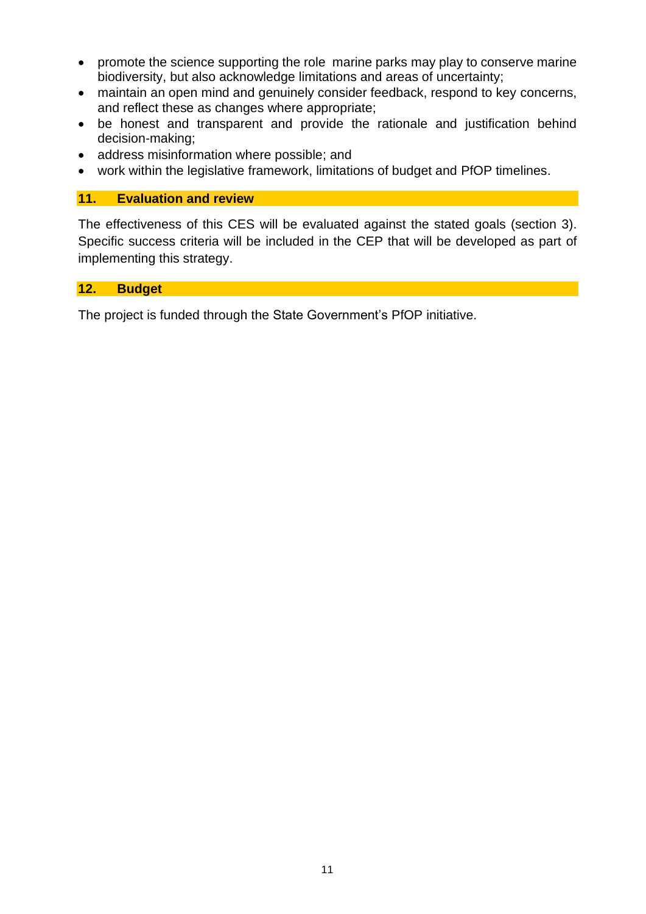- promote the science supporting the role  marine parks may play to conserve marine biodiversity, but also acknowledge limitations and areas of uncertainty;
- maintain an open mind and genuinely consider feedback, respond to key concerns, and reflect these as changes where appropriate;
- be honest and transparent and provide the rationale and justification behind decision-making;
- address misinformation where possible; and
- work within the legislative framework, limitations of budget and PfOP timelines.

## 11. Evaluation and review

The effectiveness of this CES will be evaluated against the stated goals (section 3). Specific success criteria will be included in the CEP that will be developed as part of implementing this strategy.

## 12. Budget

The project is funded through the State Government's PfOP initiative.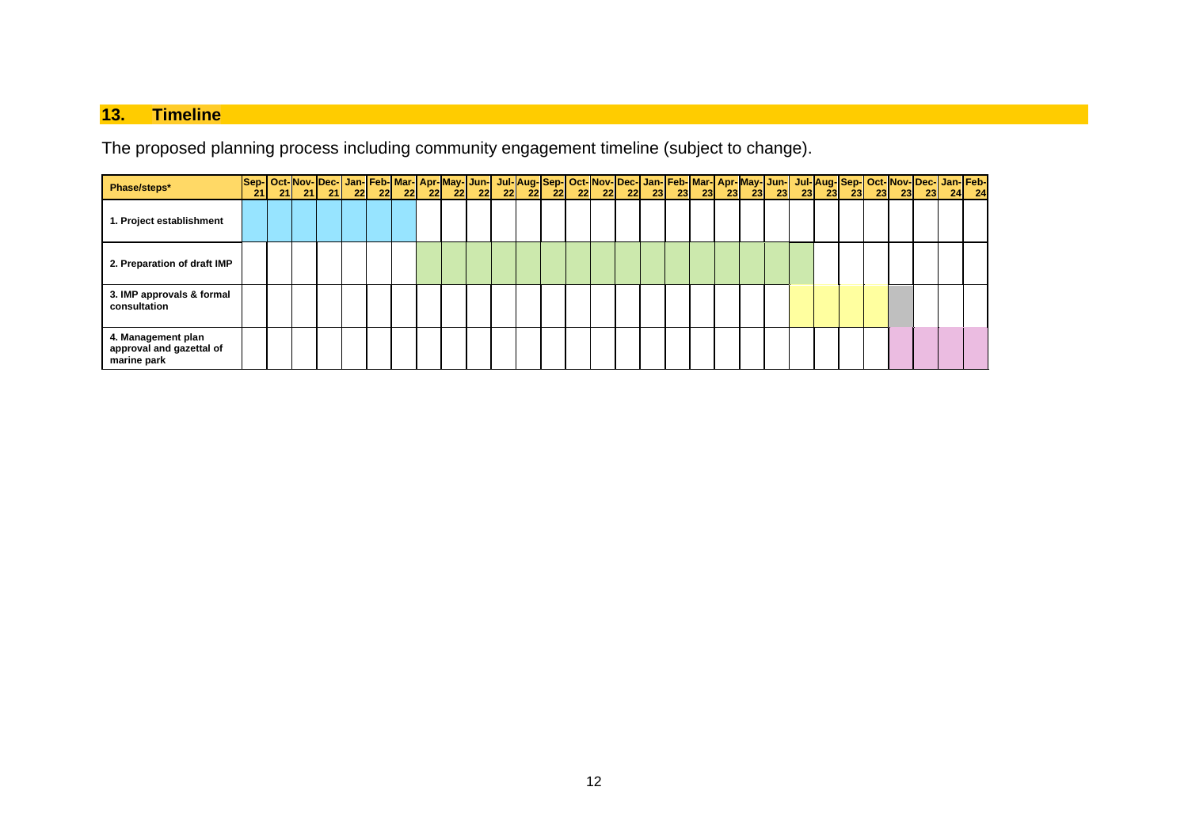## 13. Timeline

The proposed planning process including community engagement timeline (subject to change).

| Phase/steps* | Sep-21 | Oct-21 | Nov-21 | Dec-21 | Jan-22 | Feb-22 | Mar-22 | Apr-22 | May-22 | Jun-22 | Jul-22 | Aug-22 | Sep-22 | Oct-22 | Nov-22 | Dec-22 | Jan-23 | Feb-23 | Mar-23 | Apr-23 | May-23 | Jun-23 | Jul-23 | Aug-23 | Sep-23 | Oct-23 | Nov-23 | Dec-23 | Jan-24 | Feb-24 |
|---|---|---|---|---|---|---|---|---|---|---|---|---|---|---|---|---|---|---|---|---|---|---|---|---|---|---|---|---|---|---|
| 1. Project establishment | ■ | ■ | ■ | ■ | ■ | ■ | ■ | | | | | | | | | | | | | | | | | | | | | | | |
| 2. Preparation of draft IMP | | | | | | | | ■ | ■ | ■ | ■ | ■ | ■ | ■ | ■ | ■ | ■ | ■ | ■ | ■ | ■ | ■ | ■ | | | | | | | |
| 3. IMP approvals & formal consultation | | | | | | | | | | | | | | | | | | | | | | | ■ | ■ | ■ | ■ | ■ | | | |
| 4. Management plan approval and gazettal of marine park | | | | | | | | | | | | | | | | | | | | | | | | | | | ■ | ■ | ■ | ■ |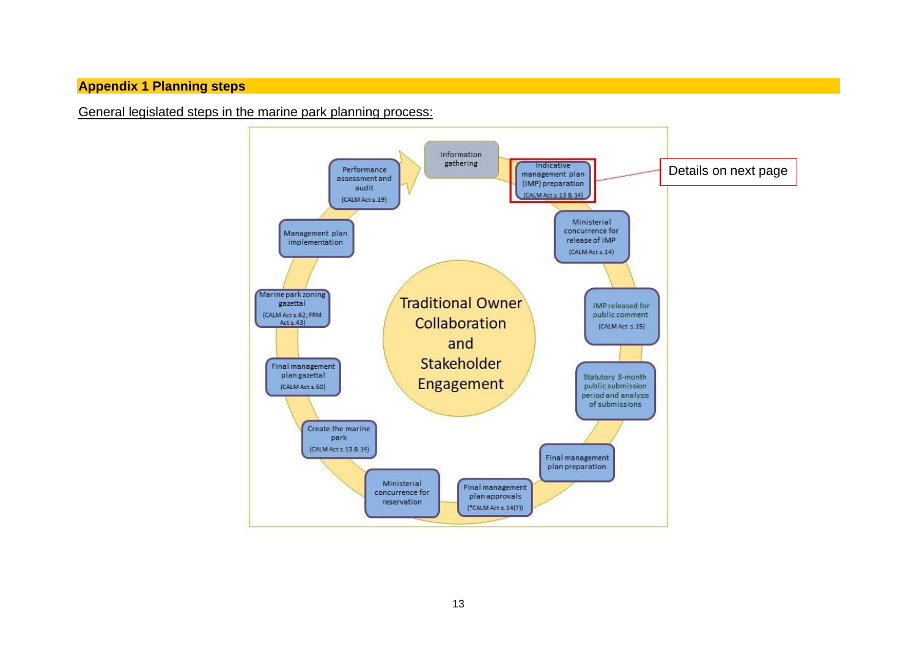## Appendix 1 Planning steps

General legislated steps in the marine park planning process:

- Information gathering
- Indicative management plan (IMP) preparation (CALM Act s.13 & 14)
- Ministerial concurrence for release of IMP (CALM Act s.14)
- IMP released for public comment (CALM Act s.15)
- Statutory 3-month public submission period and analysis of submissions
- Final management plan preparation
- Final management plan approvals (*CALM Act s.14(7))
- Ministerial concurrence for reservation
- Create the marine park (CALM Act s.13 & 14)
- Final management plan gazettal (CALM Act s.60)
- Marine park zoning gazettal (CALM Act s.62; FRM Act s.43)
- Management plan implementation
- Performance assessment and audit (CALM Act s.19)

Traditional Owner Collaboration and Stakeholder Engagement

Details on next page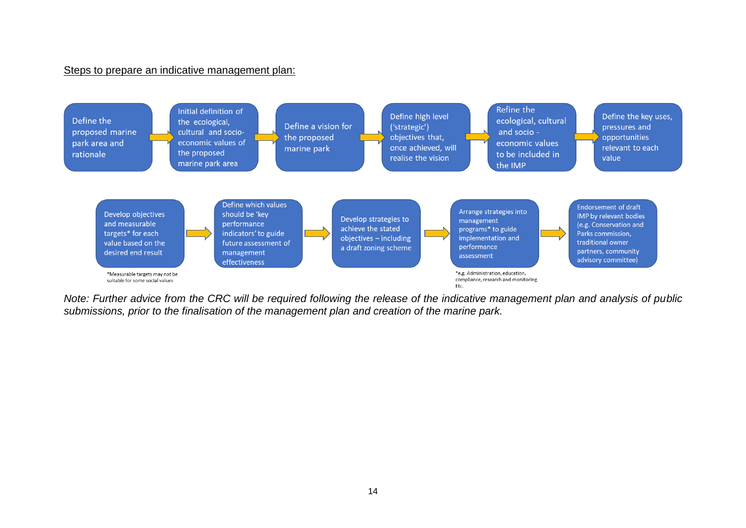Steps to prepare an indicative management plan:

1. Define the proposed marine park area and rationale
2. Initial definition of the ecological, cultural and socio-economic values of the proposed marine park area
3. Define a vision for the proposed marine park
4. Define high level ('strategic') objectives that, once achieved, will realise the vision
5. Refine the ecological, cultural and socio - economic values to be included in the IMP
6. Define the key uses, pressures and opportunities relevant to each value
7. Develop objectives and measurable targets* for each value based on the desired end result
8. Define which values should be 'key performance indicators' to guide future assessment of management effectiveness
9. Develop strategies to achieve the stated objectives – including a draft zoning scheme
10. Arrange strategies into management programs* to guide implementation and performance assessment
11. Endorsement of draft IMP by relevant bodies (e.g. Conservation and Parks commission, traditional owner partners, community advisory committee)

*Measurable targets may not be suitable for some social values

*e.g. Administration, education, compliance, research and monitoring Etc.

*Note: Further advice from the CRC will be required following the release of the indicative management plan and analysis of public submissions, prior to the finalisation of the management plan and creation of the marine park.*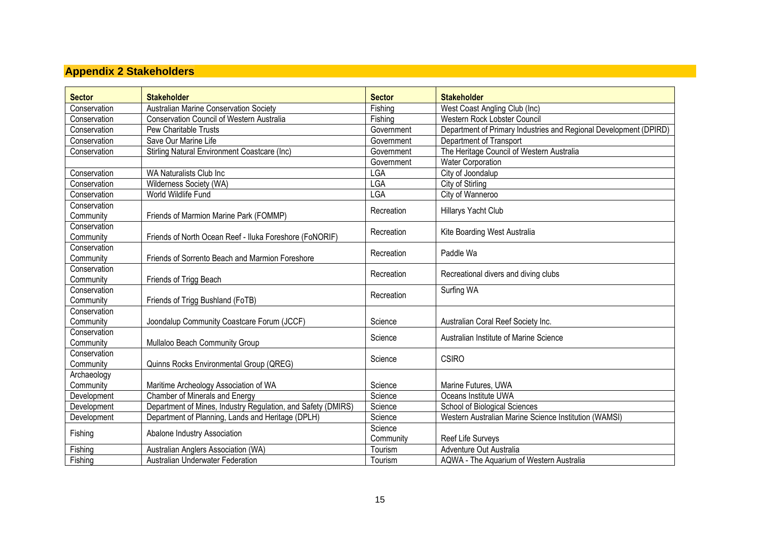## Appendix 2 Stakeholders

| Sector | Stakeholder | Sector | Stakeholder |
|---|---|---|---|
| Conservation | Australian Marine Conservation Society | Fishing | West Coast Angling Club (Inc) |
| Conservation | Conservation Council of Western Australia | Fishing | Western Rock Lobster Council |
| Conservation | Pew Charitable Trusts | Government | Department of Primary Industries and Regional Development (DPIRD) |
| Conservation | Save Our Marine Life | Government | Department of Transport |
| Conservation | Stirling Natural Environment Coastcare (Inc) | Government | The Heritage Council of Western Australia |
| | | Government | Water Corporation |
| Conservation | WA Naturalists Club Inc | LGA | City of Joondalup |
| Conservation | Wilderness Society (WA) | LGA | City of Stirling |
| Conservation | World Wildlife Fund | LGA | City of Wanneroo |
| Conservation Community | Friends of Marmion Marine Park (FOMMP) | Recreation | Hillarys Yacht Club |
| Conservation Community | Friends of North Ocean Reef - Iluka Foreshore (FoNORIF) | Recreation | Kite Boarding West Australia |
| Conservation Community | Friends of Sorrento Beach and Marmion Foreshore | Recreation | Paddle Wa |
| Conservation Community | Friends of Trigg Beach | Recreation | Recreational divers and diving clubs |
| Conservation Community | Friends of Trigg Bushland (FoTB) | Recreation | Surfing WA |
| Conservation Community | Joondalup Community Coastcare Forum (JCCF) | Science | Australian Coral Reef Society Inc. |
| Conservation Community | Mullaloo Beach Community Group | Science | Australian Institute of Marine Science |
| Conservation Community | Quinns Rocks Environmental Group (QREG) | Science | CSIRO |
| Archaeology Community | Maritime Archeology Association of WA | Science | Marine Futures, UWA |
| Development | Chamber of Minerals and Energy | Science | Oceans Institute UWA |
| Development | Department of Mines, Industry Regulation, and Safety (DMIRS) | Science | School of Biological Sciences |
| Development | Department of Planning, Lands and Heritage (DPLH) | Science | Western Australian Marine Science Institution (WAMSI) |
| Fishing | Abalone Industry Association | Science Community | Reef Life Surveys |
| Fishing | Australian Anglers Association (WA) | Tourism | Adventure Out Australia |
| Fishing | Australian Underwater Federation | Tourism | AQWA - The Aquarium of Western Australia |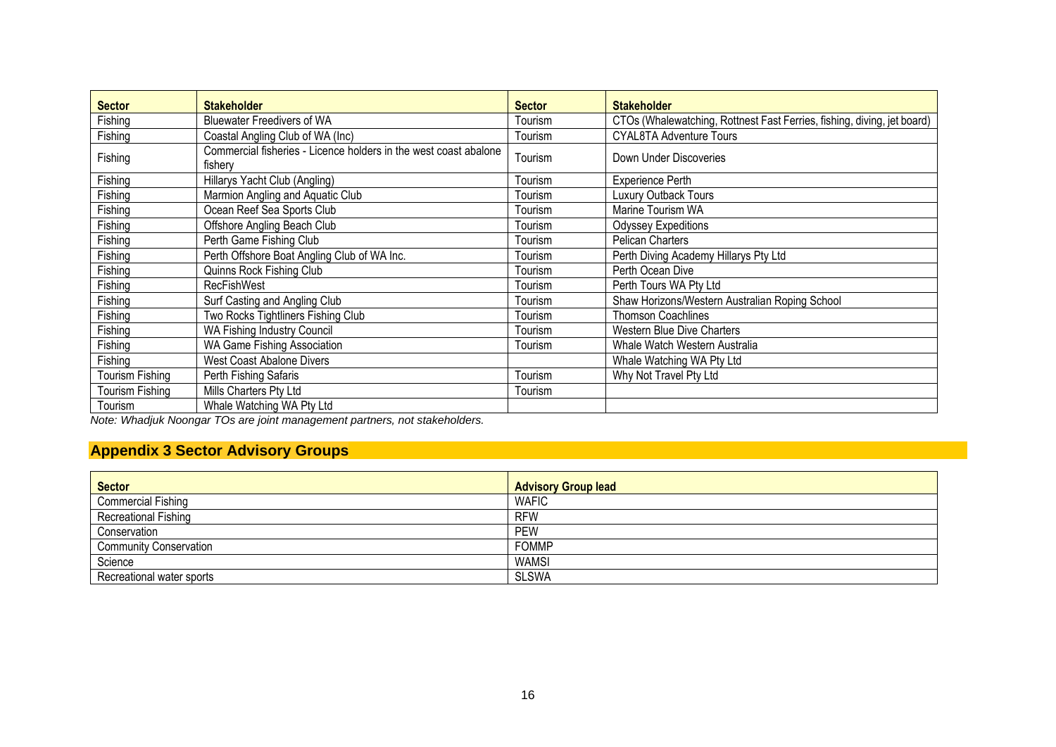| Sector | Stakeholder | Sector | Stakeholder |
| --- | --- | --- | --- |
| Fishing | Bluewater Freedivers of WA | Tourism | CTOs (Whalewatching, Rottnest Fast Ferries, fishing, diving, jet board) |
| Fishing | Coastal Angling Club of WA (Inc) | Tourism | CYAL8TA Adventure Tours |
| Fishing | Commercial fisheries - Licence holders in the west coast abalone fishery | Tourism | Down Under Discoveries |
| Fishing | Hillarys Yacht Club (Angling) | Tourism | Experience Perth |
| Fishing | Marmion Angling and Aquatic Club | Tourism | Luxury Outback Tours |
| Fishing | Ocean Reef Sea Sports Club | Tourism | Marine Tourism WA |
| Fishing | Offshore Angling Beach Club | Tourism | Odyssey Expeditions |
| Fishing | Perth Game Fishing Club | Tourism | Pelican Charters |
| Fishing | Perth Offshore Boat Angling Club of WA Inc. | Tourism | Perth Diving Academy Hillarys Pty Ltd |
| Fishing | Quinns Rock Fishing Club | Tourism | Perth Ocean Dive |
| Fishing | RecFishWest | Tourism | Perth Tours WA Pty Ltd |
| Fishing | Surf Casting and Angling Club | Tourism | Shaw Horizons/Western Australian Roping School |
| Fishing | Two Rocks Tightliners Fishing Club | Tourism | Thomson Coachlines |
| Fishing | WA Fishing Industry Council | Tourism | Western Blue Dive Charters |
| Fishing | WA Game Fishing Association | Tourism | Whale Watch Western Australia |
| Fishing | West Coast Abalone Divers | | Whale Watching WA Pty Ltd |
| Tourism Fishing | Perth Fishing Safaris | Tourism | Why Not Travel Pty Ltd |
| Tourism Fishing | Mills Charters Pty Ltd | Tourism | |
| Tourism | Whale Watching WA Pty Ltd | | |

*Note: Whadjuk Noongar TOs are joint management partners, not stakeholders.*

## Appendix 3 Sector Advisory Groups

| Sector | Advisory Group lead |
| --- | --- |
| Commercial Fishing | WAFIC |
| Recreational Fishing | RFW |
| Conservation | PEW |
| Community Conservation | FOMMP |
| Science | WAMSI |
| Recreational water sports | SLSWA |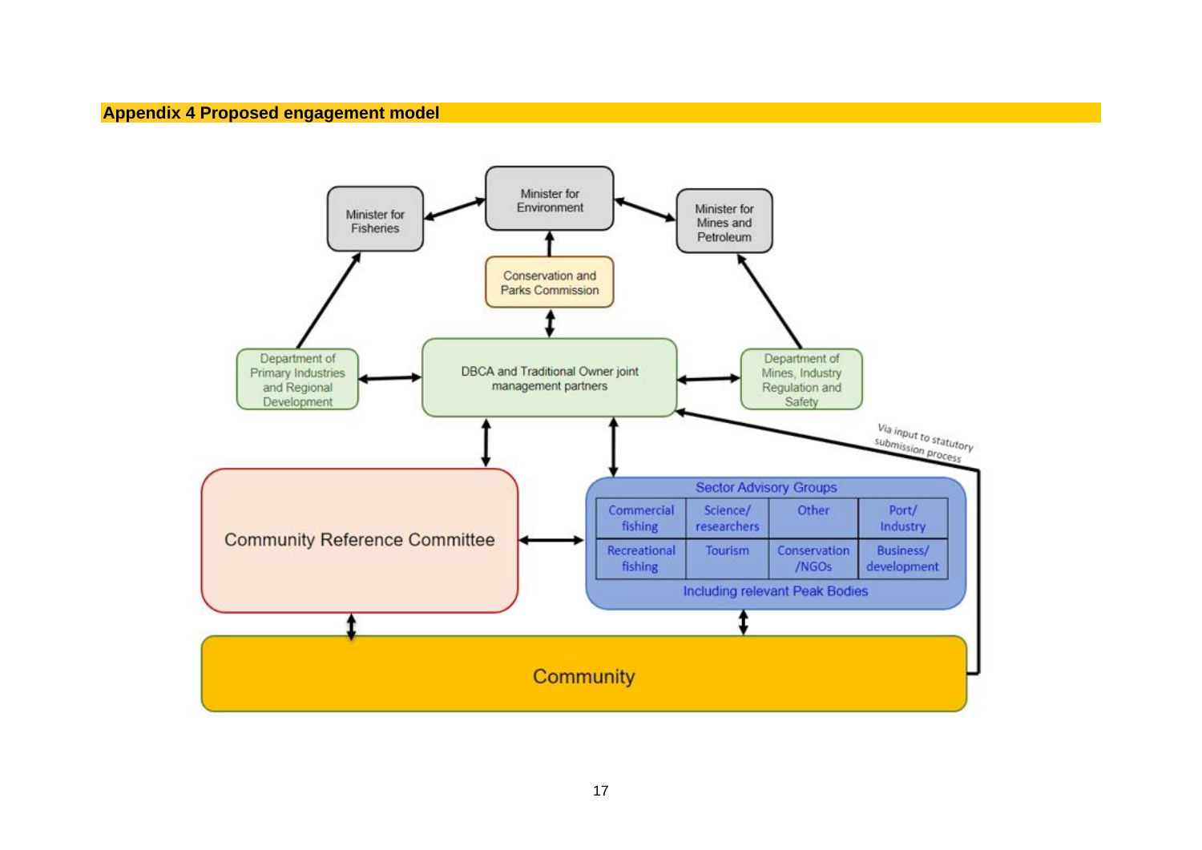## Appendix 4 Proposed engagement model

Minister for Fisheries

Minister for Environment

Minister for Mines and Petroleum

Conservation and Parks Commission

Department of Primary Industries and Regional Development

DBCA and Traditional Owner joint management partners

Department of Mines, Industry Regulation and Safety

Via input to statutory submission process

Community Reference Committee

Sector Advisory Groups

Commercial fishing

Science/ researchers

Other

Port/ Industry

Recreational fishing

Tourism

Conservation /NGOs

Business/ development

Including relevant Peak Bodies

Community